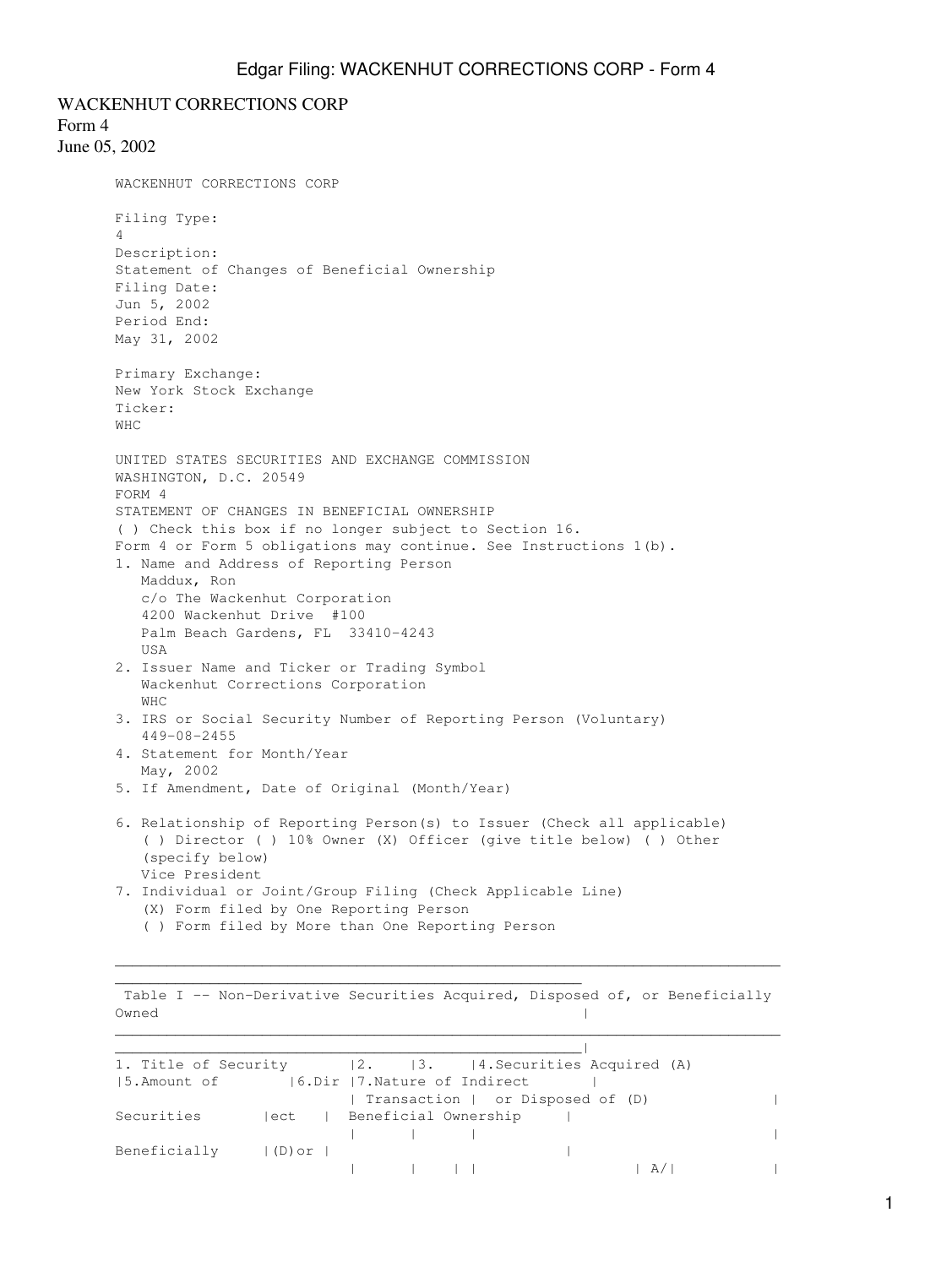WACKENHUT CORRECTIONS CORP
Form 4
June 05, 2002

WACKENHUT CORRECTIONS CORP

Filing Type:
4
Description:
Statement of Changes of Beneficial Ownership
Filing Date:
Jun 5, 2002
Period End:
May 31, 2002

Primary Exchange:
New York Stock Exchange
Ticker:
WHC

UNITED STATES SECURITIES AND EXCHANGE COMMISSION
WASHINGTON, D.C. 20549
FORM 4
STATEMENT OF CHANGES IN BENEFICIAL OWNERSHIP
( ) Check this box if no longer subject to Section 16.
Form 4 or Form 5 obligations may continue. See Instructions 1(b).

1. Name and Address of Reporting Person
   Maddux, Ron
   c/o The Wackenhut Corporation
   4200 Wackenhut Drive #100
   Palm Beach Gardens, FL 33410-4243
   USA
2. Issuer Name and Ticker or Trading Symbol
   Wackenhut Corrections Corporation
   WHC
3. IRS or Social Security Number of Reporting Person (Voluntary)
   449-08-2455
4. Statement for Month/Year
   May, 2002
5. If Amendment, Date of Original (Month/Year)

6. Relationship of Reporting Person(s) to Issuer (Check all applicable)
   ( ) Director ( ) 10% Owner (X) Officer (give title below) ( ) Other (specify below)
   Vice President
7. Individual or Joint/Group Filing (Check Applicable Line)
   (X) Form filed by One Reporting Person
   ( ) Form filed by More than One Reporting Person

Table I -- Non-Derivative Securities Acquired, Disposed of, or Beneficially Owned

| 1. Title of Security | 2. Transaction | 3. | 4. Securities Acquired (A) or Disposed of (D) | | | 5. Amount of Securities Beneficially | 6. Direct (D) or | 7. Nature of Indirect Beneficial Ownership |
|---|---|---|---|---|---|---|---|---|
| | | | | A/ | | | | |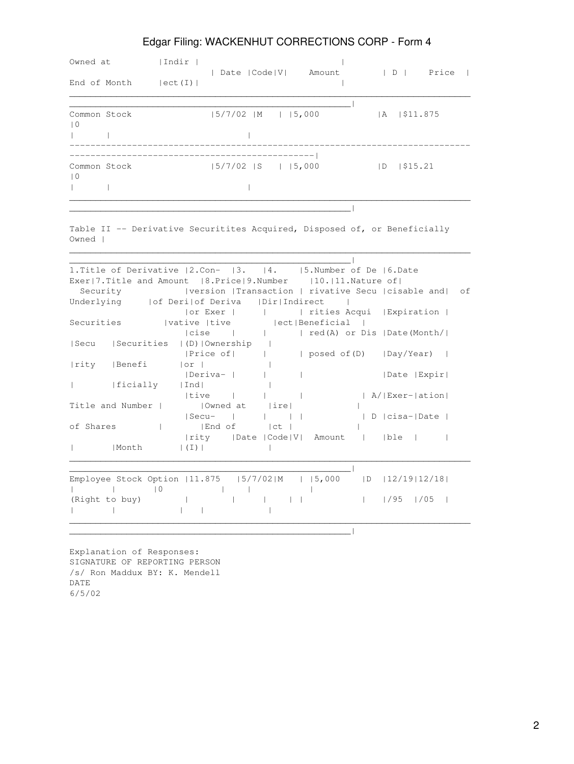| Owned at End of Month | Indirect (I) | Date | Code | V | Amount | D | Price |
|---|---|---|---|---|---|---|---|
| Common Stock | | 5/7/02 | M | | 5,000 | A | $11.875 |
| 0 | | | | | | | |
| Common Stock | | 5/7/02 | S | | 5,000 | D | $15.21 |
| 0 | | | | | | | |

Table II -- Derivative Securitites Acquired, Disposed of, or Beneficially Owned |

| 1.Title of Derivative Security | 2.Conversion or Exercise Price of Derivative Security | 3. Transaction Date | 4. Code | V | 5.Number of Derivative Securities Acquired(A) or Disposed of(D) Amount | A/D | 6.Date Exercisable and Expiration Date (Month/Day/Year) Date Exercisable | Expiration Date | 7.Title and Amount of Underlying Securities Title and Number of Shares | 8.Price of Derivative Security | 9.Number of Derivative Securities Beneficially Owned at End of Month | 10. Dir ect (D) or Ind irect (I) | 11.Nature of Indirect Beneficial Ownership |
|---|---|---|---|---|---|---|---|---|---|---|---|---|---|
| Employee Stock Option (Right to buy) | 11.875 | 5/7/02 | M | | 5,000 | D | 12/19/95 | 12/18/05 | | | 0 | | |

Explanation of Responses:
SIGNATURE OF REPORTING PERSON
/s/ Ron Maddux BY: K. Mendell
DATE
6/5/02